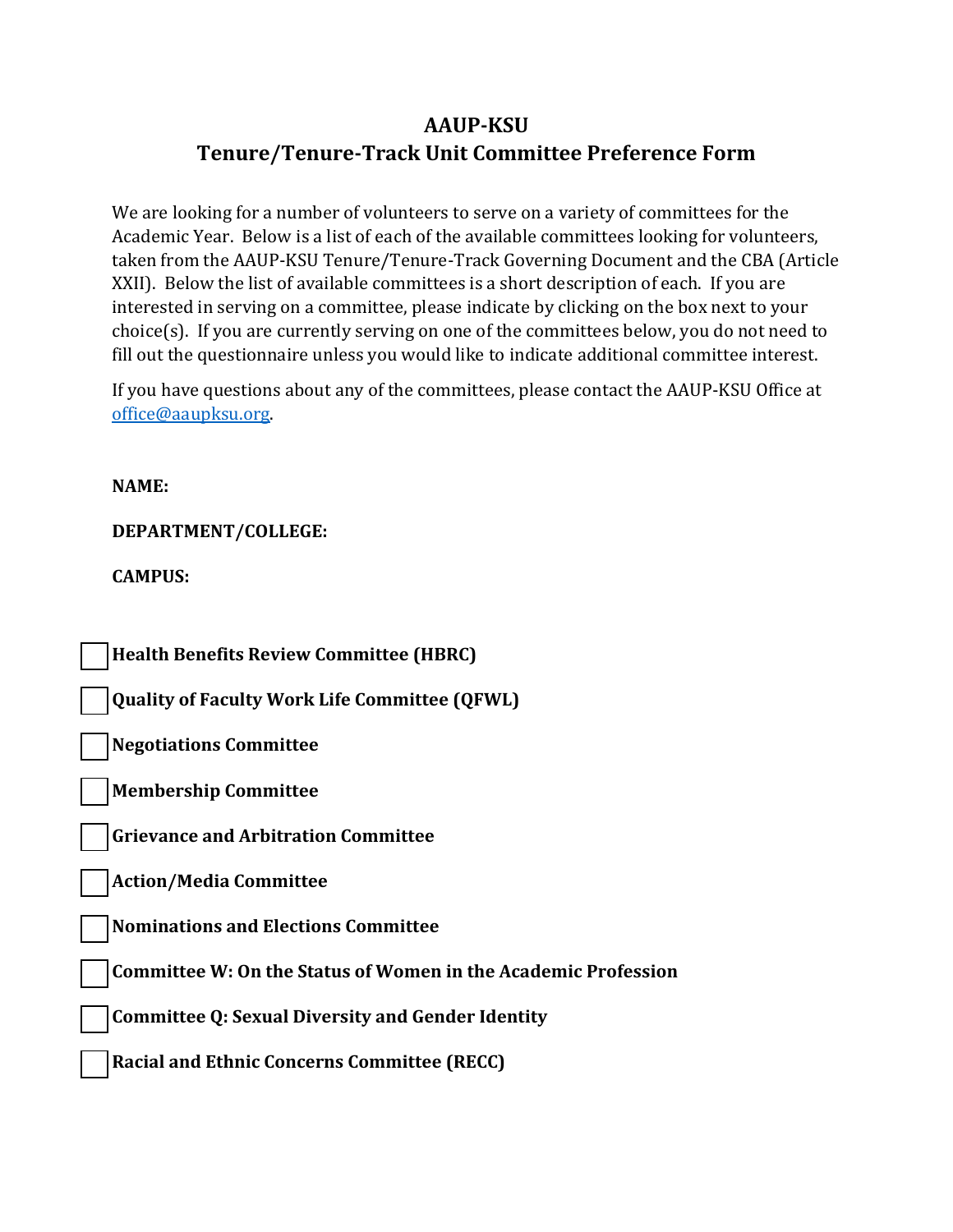# AAUP-KSU
## Tenure/Tenure-Track Unit Committee Preference Form

We are looking for a number of volunteers to serve on a variety of committees for the Academic Year. Below is a list of each of the available committees looking for volunteers, taken from the AAUP-KSU Tenure/Tenure-Track Governing Document and the CBA (Article XXII). Below the list of available committees is a short description of each. If you are interested in serving on a committee, please indicate by clicking on the box next to your choice(s). If you are currently serving on one of the committees below, you do not need to fill out the questionnaire unless you would like to indicate additional committee interest.

If you have questions about any of the committees, please contact the AAUP-KSU Office at office@aaupksu.org.

**NAME:**

**DEPARTMENT/COLLEGE:**

**CAMPUS:**

☐ **Health Benefits Review Committee (HBRC)**

☐ **Quality of Faculty Work Life Committee (QFWL)**

☐ **Negotiations Committee**

☐ **Membership Committee**

☐ **Grievance and Arbitration Committee**

☐ **Action/Media Committee**

☐ **Nominations and Elections Committee**

☐ **Committee W: On the Status of Women in the Academic Profession**

☐ **Committee Q: Sexual Diversity and Gender Identity**

☐ **Racial and Ethnic Concerns Committee (RECC)**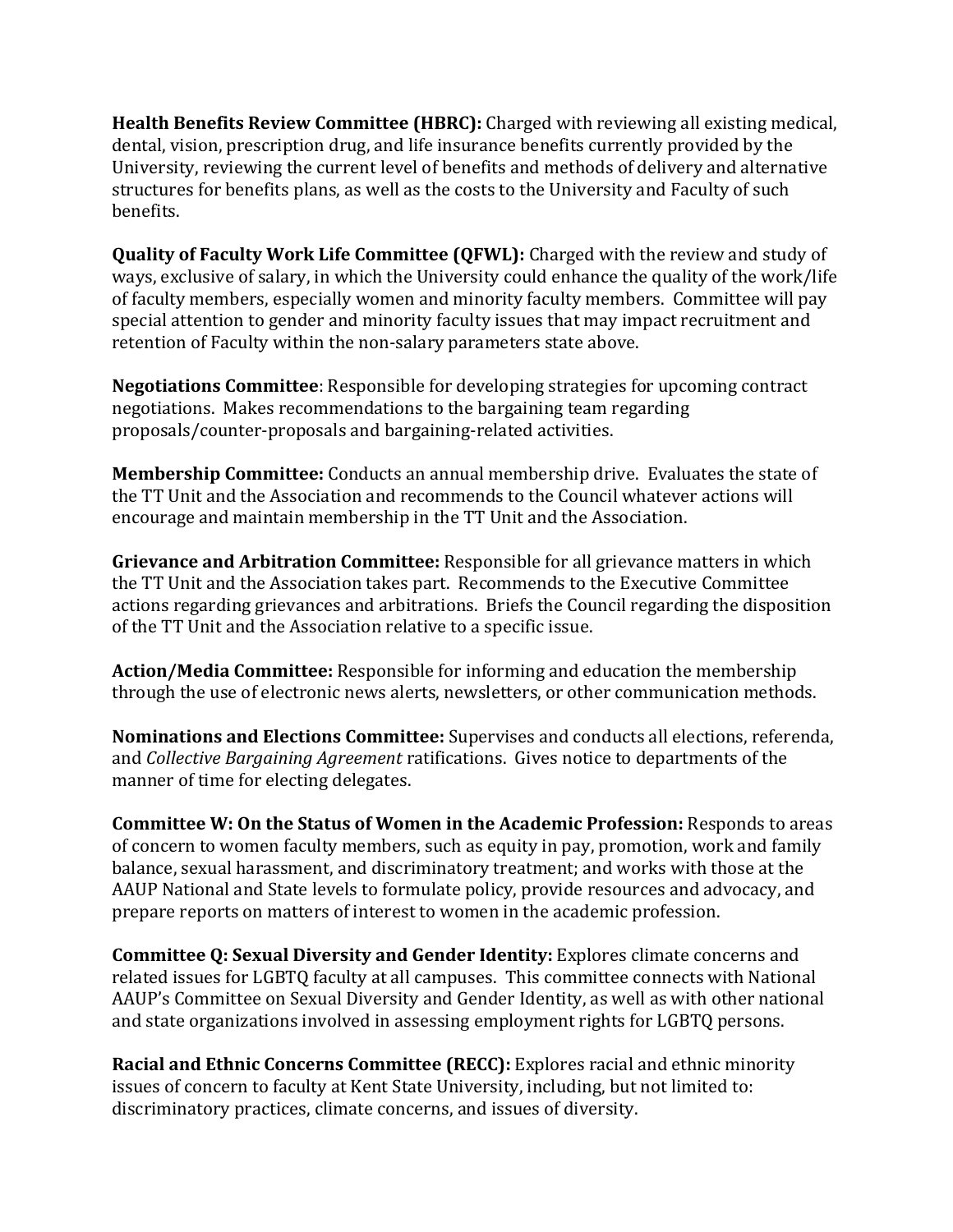**Health Benefits Review Committee (HBRC):** Charged with reviewing all existing medical, dental, vision, prescription drug, and life insurance benefits currently provided by the University, reviewing the current level of benefits and methods of delivery and alternative structures for benefits plans, as well as the costs to the University and Faculty of such benefits.

**Quality of Faculty Work Life Committee (QFWL):** Charged with the review and study of ways, exclusive of salary, in which the University could enhance the quality of the work/life of faculty members, especially women and minority faculty members. Committee will pay special attention to gender and minority faculty issues that may impact recruitment and retention of Faculty within the non-salary parameters state above.

**Negotiations Committee**: Responsible for developing strategies for upcoming contract negotiations. Makes recommendations to the bargaining team regarding proposals/counter-proposals and bargaining-related activities.

**Membership Committee:** Conducts an annual membership drive. Evaluates the state of the TT Unit and the Association and recommends to the Council whatever actions will encourage and maintain membership in the TT Unit and the Association.

**Grievance and Arbitration Committee:** Responsible for all grievance matters in which the TT Unit and the Association takes part. Recommends to the Executive Committee actions regarding grievances and arbitrations. Briefs the Council regarding the disposition of the TT Unit and the Association relative to a specific issue.

**Action/Media Committee:** Responsible for informing and education the membership through the use of electronic news alerts, newsletters, or other communication methods.

**Nominations and Elections Committee:** Supervises and conducts all elections, referenda, and *Collective Bargaining Agreement* ratifications. Gives notice to departments of the manner of time for electing delegates.

**Committee W: On the Status of Women in the Academic Profession:** Responds to areas of concern to women faculty members, such as equity in pay, promotion, work and family balance, sexual harassment, and discriminatory treatment; and works with those at the AAUP National and State levels to formulate policy, provide resources and advocacy, and prepare reports on matters of interest to women in the academic profession.

**Committee Q: Sexual Diversity and Gender Identity:** Explores climate concerns and related issues for LGBTQ faculty at all campuses. This committee connects with National AAUP's Committee on Sexual Diversity and Gender Identity, as well as with other national and state organizations involved in assessing employment rights for LGBTQ persons.

**Racial and Ethnic Concerns Committee (RECC):** Explores racial and ethnic minority issues of concern to faculty at Kent State University, including, but not limited to: discriminatory practices, climate concerns, and issues of diversity.